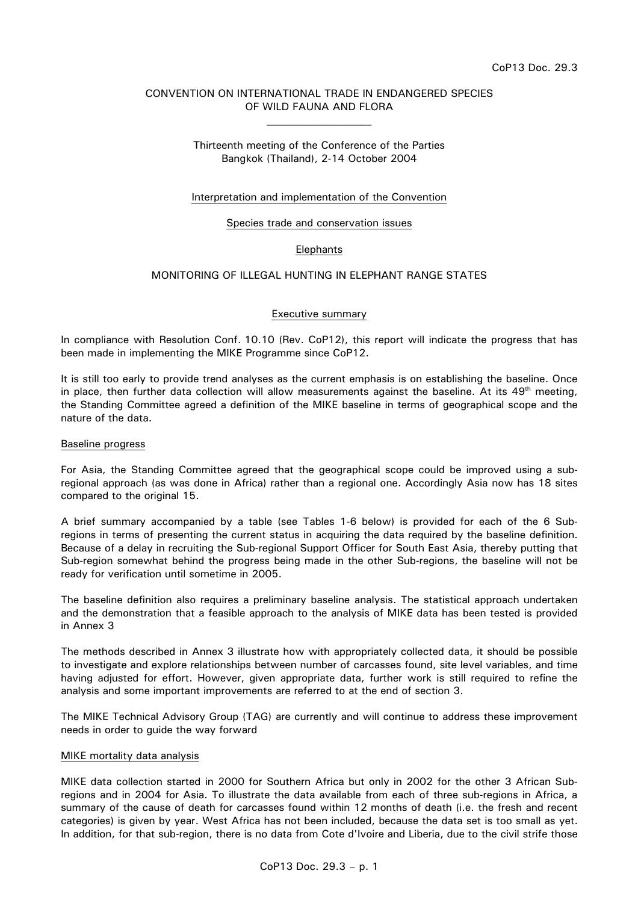CoP13 Doc. 29.3

CONVENTION ON INTERNATIONAL TRADE IN ENDANGERED SPECIES OF WILD FAUNA AND FLORA

\_\_\_\_\_\_\_\_\_\_\_\_\_\_\_\_\_\_\_\_

Thirteenth meeting of the Conference of the Parties
Bangkok (Thailand), 2-14 October 2004

Interpretation and implementation of the Convention

Species trade and conservation issues

Elephants

# MONITORING OF ILLEGAL HUNTING IN ELEPHANT RANGE STATES

## Executive summary

In compliance with Resolution Conf. 10.10 (Rev. CoP12), this report will indicate the progress that has been made in implementing the MIKE Programme since CoP12.

It is still too early to provide trend analyses as the current emphasis is on establishing the baseline. Once in place, then further data collection will allow measurements against the baseline. At its 49th meeting, the Standing Committee agreed a definition of the MIKE baseline in terms of geographical scope and the nature of the data.

### Baseline progress

For Asia, the Standing Committee agreed that the geographical scope could be improved using a sub-regional approach (as was done in Africa) rather than a regional one. Accordingly Asia now has 18 sites compared to the original 15.

A brief summary accompanied by a table (see Tables 1-6 below) is provided for each of the 6 Sub-regions in terms of presenting the current status in acquiring the data required by the baseline definition. Because of a delay in recruiting the Sub-regional Support Officer for South East Asia, thereby putting that Sub-region somewhat behind the progress being made in the other Sub-regions, the baseline will not be ready for verification until sometime in 2005.

The baseline definition also requires a preliminary baseline analysis. The statistical approach undertaken and the demonstration that a feasible approach to the analysis of MIKE data has been tested is provided in Annex 3

The methods described in Annex 3 illustrate how with appropriately collected data, it should be possible to investigate and explore relationships between number of carcasses found, site level variables, and time having adjusted for effort. However, given appropriate data, further work is still required to refine the analysis and some important improvements are referred to at the end of section 3.

The MIKE Technical Advisory Group (TAG) are currently and will continue to address these improvement needs in order to guide the way forward

### MIKE mortality data analysis

MIKE data collection started in 2000 for Southern Africa but only in 2002 for the other 3 African Sub-regions and in 2004 for Asia. To illustrate the data available from each of three sub-regions in Africa, a summary of the cause of death for carcasses found within 12 months of death (i.e. the fresh and recent categories) is given by year. West Africa has not been included, because the data set is too small as yet. In addition, for that sub-region, there is no data from Cote d'Ivoire and Liberia, due to the civil strife those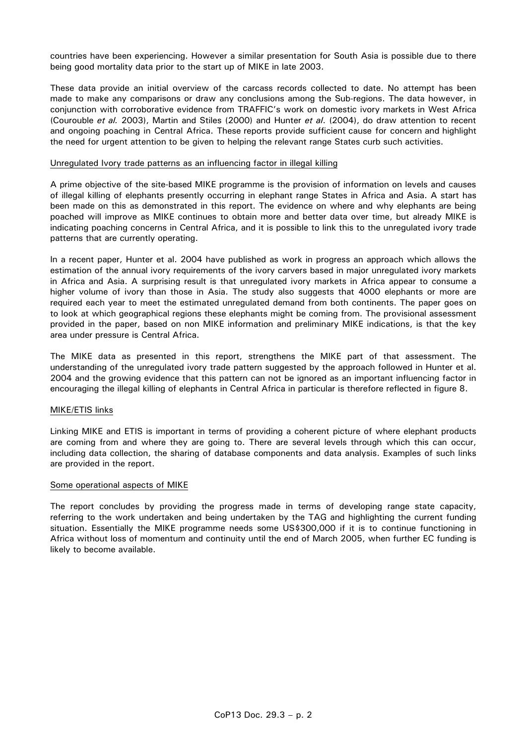countries have been experiencing. However a similar presentation for South Asia is possible due to there being good mortality data prior to the start up of MIKE in late 2003.

These data provide an initial overview of the carcass records collected to date. No attempt has been made to make any comparisons or draw any conclusions among the Sub-regions. The data however, in conjunction with corroborative evidence from TRAFFIC's work on domestic ivory markets in West Africa (Courouble *et al.* 2003), Martin and Stiles (2000) and Hunter *et al*. (2004), do draw attention to recent and ongoing poaching in Central Africa. These reports provide sufficient cause for concern and highlight the need for urgent attention to be given to helping the relevant range States curb such activities.

Unregulated Ivory trade patterns as an influencing factor in illegal killing

A prime objective of the site-based MIKE programme is the provision of information on levels and causes of illegal killing of elephants presently occurring in elephant range States in Africa and Asia. A start has been made on this as demonstrated in this report. The evidence on where and why elephants are being poached will improve as MIKE continues to obtain more and better data over time, but already MIKE is indicating poaching concerns in Central Africa, and it is possible to link this to the unregulated ivory trade patterns that are currently operating.

In a recent paper, Hunter et al. 2004 have published as work in progress an approach which allows the estimation of the annual ivory requirements of the ivory carvers based in major unregulated ivory markets in Africa and Asia. A surprising result is that unregulated ivory markets in Africa appear to consume a higher volume of ivory than those in Asia. The study also suggests that 4000 elephants or more are required each year to meet the estimated unregulated demand from both continents. The paper goes on to look at which geographical regions these elephants might be coming from. The provisional assessment provided in the paper, based on non MIKE information and preliminary MIKE indications, is that the key area under pressure is Central Africa.

The MIKE data as presented in this report, strengthens the MIKE part of that assessment. The understanding of the unregulated ivory trade pattern suggested by the approach followed in Hunter et al. 2004 and the growing evidence that this pattern can not be ignored as an important influencing factor in encouraging the illegal killing of elephants in Central Africa in particular is therefore reflected in figure 8.

MIKE/ETIS links

Linking MIKE and ETIS is important in terms of providing a coherent picture of where elephant products are coming from and where they are going to. There are several levels through which this can occur, including data collection, the sharing of database components and data analysis. Examples of such links are provided in the report.

Some operational aspects of MIKE

The report concludes by providing the progress made in terms of developing range state capacity, referring to the work undertaken and being undertaken by the TAG and highlighting the current funding situation. Essentially the MIKE programme needs some US$300,000 if it is to continue functioning in Africa without loss of momentum and continuity until the end of March 2005, when further EC funding is likely to become available.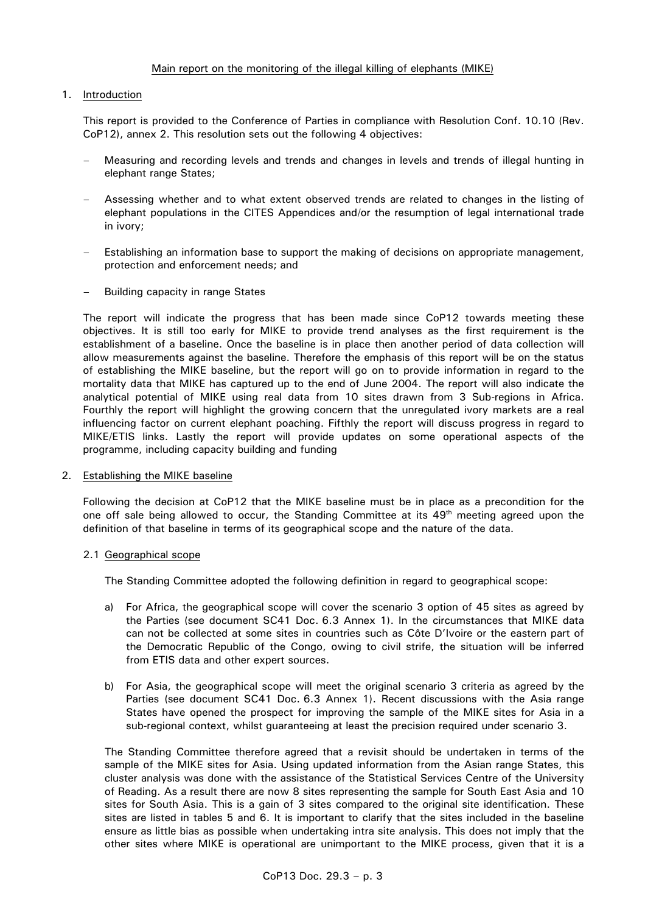Main report on the monitoring of the illegal killing of elephants (MIKE)

## 1. Introduction

This report is provided to the Conference of Parties in compliance with Resolution Conf. 10.10 (Rev. CoP12), annex 2. This resolution sets out the following 4 objectives:

- Measuring and recording levels and trends and changes in levels and trends of illegal hunting in elephant range States;
- Assessing whether and to what extent observed trends are related to changes in the listing of elephant populations in the CITES Appendices and/or the resumption of legal international trade in ivory;
- Establishing an information base to support the making of decisions on appropriate management, protection and enforcement needs; and
- Building capacity in range States

The report will indicate the progress that has been made since CoP12 towards meeting these objectives. It is still too early for MIKE to provide trend analyses as the first requirement is the establishment of a baseline. Once the baseline is in place then another period of data collection will allow measurements against the baseline. Therefore the emphasis of this report will be on the status of establishing the MIKE baseline, but the report will go on to provide information in regard to the mortality data that MIKE has captured up to the end of June 2004. The report will also indicate the analytical potential of MIKE using real data from 10 sites drawn from 3 Sub-regions in Africa. Fourthly the report will highlight the growing concern that the unregulated ivory markets are a real influencing factor on current elephant poaching. Fifthly the report will discuss progress in regard to MIKE/ETIS links. Lastly the report will provide updates on some operational aspects of the programme, including capacity building and funding

## 2. Establishing the MIKE baseline

Following the decision at CoP12 that the MIKE baseline must be in place as a precondition for the one off sale being allowed to occur, the Standing Committee at its 49th meeting agreed upon the definition of that baseline in terms of its geographical scope and the nature of the data.

### 2.1 Geographical scope

The Standing Committee adopted the following definition in regard to geographical scope:

a) For Africa, the geographical scope will cover the scenario 3 option of 45 sites as agreed by the Parties (see document SC41 Doc. 6.3 Annex 1). In the circumstances that MIKE data can not be collected at some sites in countries such as Côte D'Ivoire or the eastern part of the Democratic Republic of the Congo, owing to civil strife, the situation will be inferred from ETIS data and other expert sources.

b) For Asia, the geographical scope will meet the original scenario 3 criteria as agreed by the Parties (see document SC41 Doc. 6.3 Annex 1). Recent discussions with the Asia range States have opened the prospect for improving the sample of the MIKE sites for Asia in a sub-regional context, whilst guaranteeing at least the precision required under scenario 3.

The Standing Committee therefore agreed that a revisit should be undertaken in terms of the sample of the MIKE sites for Asia. Using updated information from the Asian range States, this cluster analysis was done with the assistance of the Statistical Services Centre of the University of Reading. As a result there are now 8 sites representing the sample for South East Asia and 10 sites for South Asia. This is a gain of 3 sites compared to the original site identification. These sites are listed in tables 5 and 6. It is important to clarify that the sites included in the baseline ensure as little bias as possible when undertaking intra site analysis. This does not imply that the other sites where MIKE is operational are unimportant to the MIKE process, given that it is a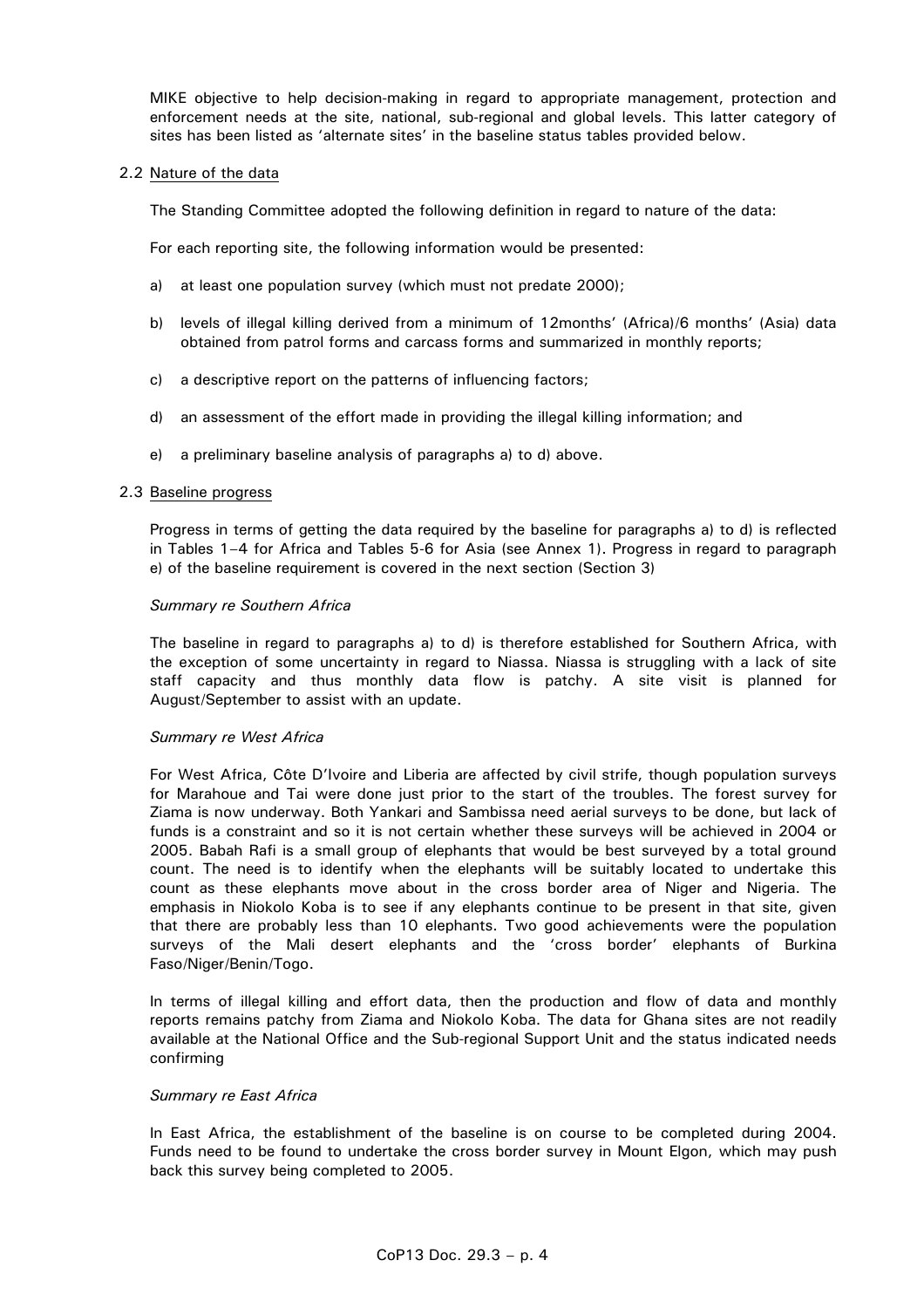MIKE objective to help decision-making in regard to appropriate management, protection and enforcement needs at the site, national, sub-regional and global levels. This latter category of sites has been listed as 'alternate sites' in the baseline status tables provided below.

### 2.2 Nature of the data

The Standing Committee adopted the following definition in regard to nature of the data:

For each reporting site, the following information would be presented:

a) at least one population survey (which must not predate 2000);

b) levels of illegal killing derived from a minimum of 12months' (Africa)/6 months' (Asia) data obtained from patrol forms and carcass forms and summarized in monthly reports;

c) a descriptive report on the patterns of influencing factors;

d) an assessment of the effort made in providing the illegal killing information; and

e) a preliminary baseline analysis of paragraphs a) to d) above.

### 2.3 Baseline progress

Progress in terms of getting the data required by the baseline for paragraphs a) to d) is reflected in Tables 1–4 for Africa and Tables 5-6 for Asia (see Annex 1). Progress in regard to paragraph e) of the baseline requirement is covered in the next section (Section 3)

*Summary re Southern Africa*

The baseline in regard to paragraphs a) to d) is therefore established for Southern Africa, with the exception of some uncertainty in regard to Niassa. Niassa is struggling with a lack of site staff capacity and thus monthly data flow is patchy. A site visit is planned for August/September to assist with an update.

*Summary re West Africa*

For West Africa, Côte D'Ivoire and Liberia are affected by civil strife, though population surveys for Marahoue and Tai were done just prior to the start of the troubles. The forest survey for Ziama is now underway. Both Yankari and Sambissa need aerial surveys to be done, but lack of funds is a constraint and so it is not certain whether these surveys will be achieved in 2004 or 2005. Babah Rafi is a small group of elephants that would be best surveyed by a total ground count. The need is to identify when the elephants will be suitably located to undertake this count as these elephants move about in the cross border area of Niger and Nigeria. The emphasis in Niokolo Koba is to see if any elephants continue to be present in that site, given that there are probably less than 10 elephants. Two good achievements were the population surveys of the Mali desert elephants and the 'cross border' elephants of Burkina Faso/Niger/Benin/Togo.

In terms of illegal killing and effort data, then the production and flow of data and monthly reports remains patchy from Ziama and Niokolo Koba. The data for Ghana sites are not readily available at the National Office and the Sub-regional Support Unit and the status indicated needs confirming

*Summary re East Africa*

In East Africa, the establishment of the baseline is on course to be completed during 2004. Funds need to be found to undertake the cross border survey in Mount Elgon, which may push back this survey being completed to 2005.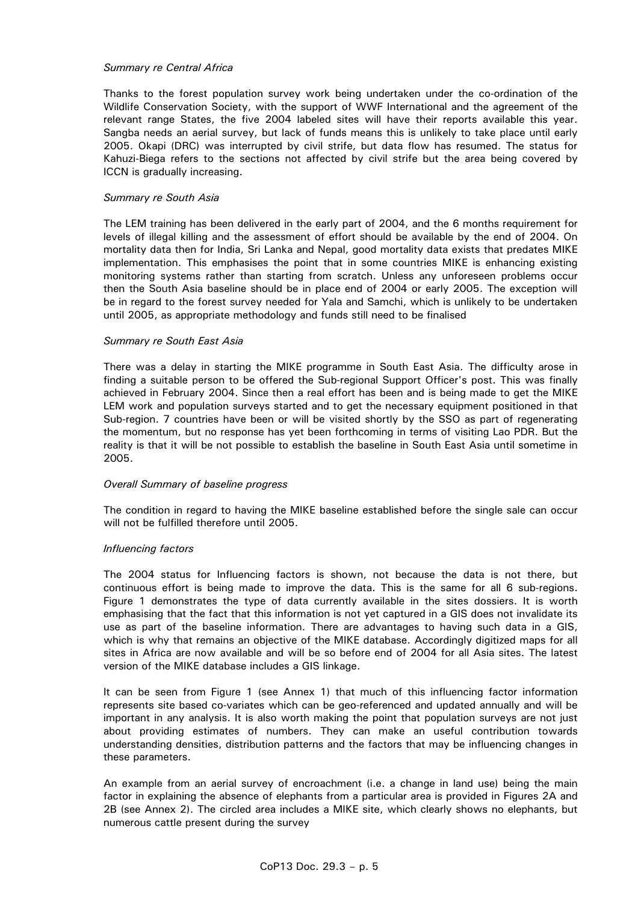*Summary re Central Africa*

Thanks to the forest population survey work being undertaken under the co-ordination of the Wildlife Conservation Society, with the support of WWF International and the agreement of the relevant range States, the five 2004 labeled sites will have their reports available this year. Sangba needs an aerial survey, but lack of funds means this is unlikely to take place until early 2005. Okapi (DRC) was interrupted by civil strife, but data flow has resumed. The status for Kahuzi-Biega refers to the sections not affected by civil strife but the area being covered by ICCN is gradually increasing.

*Summary re South Asia*

The LEM training has been delivered in the early part of 2004, and the 6 months requirement for levels of illegal killing and the assessment of effort should be available by the end of 2004. On mortality data then for India, Sri Lanka and Nepal, good mortality data exists that predates MIKE implementation. This emphasises the point that in some countries MIKE is enhancing existing monitoring systems rather than starting from scratch. Unless any unforeseen problems occur then the South Asia baseline should be in place end of 2004 or early 2005. The exception will be in regard to the forest survey needed for Yala and Samchi, which is unlikely to be undertaken until 2005, as appropriate methodology and funds still need to be finalised

*Summary re South East Asia*

There was a delay in starting the MIKE programme in South East Asia. The difficulty arose in finding a suitable person to be offered the Sub-regional Support Officer's post. This was finally achieved in February 2004. Since then a real effort has been and is being made to get the MIKE LEM work and population surveys started and to get the necessary equipment positioned in that Sub-region. 7 countries have been or will be visited shortly by the SSO as part of regenerating the momentum, but no response has yet been forthcoming in terms of visiting Lao PDR. But the reality is that it will be not possible to establish the baseline in South East Asia until sometime in 2005.

*Overall Summary of baseline progress*

The condition in regard to having the MIKE baseline established before the single sale can occur will not be fulfilled therefore until 2005.

*Influencing factors*

The 2004 status for Influencing factors is shown, not because the data is not there, but continuous effort is being made to improve the data. This is the same for all 6 sub-regions. Figure 1 demonstrates the type of data currently available in the sites dossiers. It is worth emphasising that the fact that this information is not yet captured in a GIS does not invalidate its use as part of the baseline information. There are advantages to having such data in a GIS, which is why that remains an objective of the MIKE database. Accordingly digitized maps for all sites in Africa are now available and will be so before end of 2004 for all Asia sites. The latest version of the MIKE database includes a GIS linkage.

It can be seen from Figure 1 (see Annex 1) that much of this influencing factor information represents site based co-variates which can be geo-referenced and updated annually and will be important in any analysis. It is also worth making the point that population surveys are not just about providing estimates of numbers. They can make an useful contribution towards understanding densities, distribution patterns and the factors that may be influencing changes in these parameters.

An example from an aerial survey of encroachment (i.e. a change in land use) being the main factor in explaining the absence of elephants from a particular area is provided in Figures 2A and 2B (see Annex 2). The circled area includes a MIKE site, which clearly shows no elephants, but numerous cattle present during the survey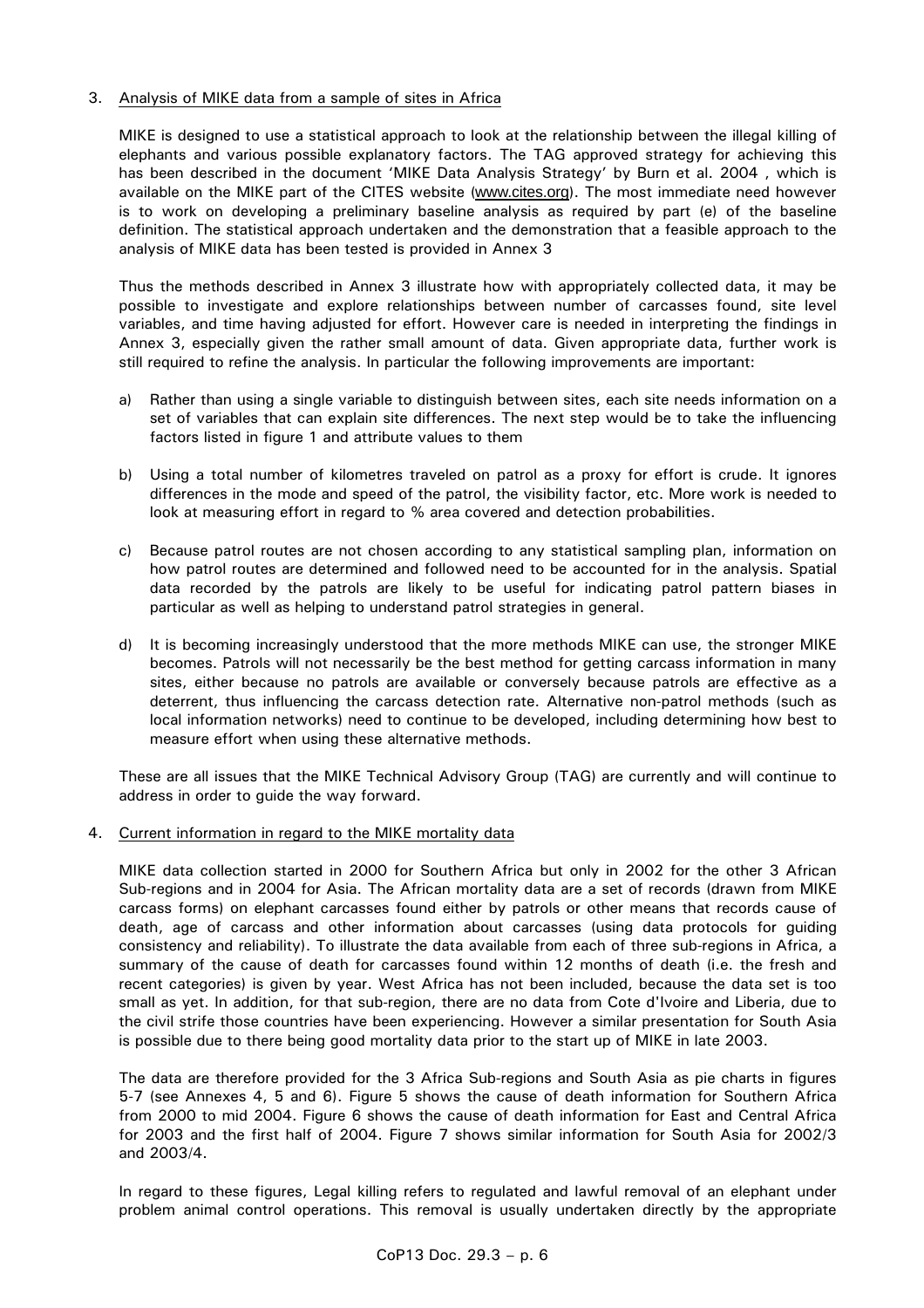3. Analysis of MIKE data from a sample of sites in Africa

MIKE is designed to use a statistical approach to look at the relationship between the illegal killing of elephants and various possible explanatory factors. The TAG approved strategy for achieving this has been described in the document 'MIKE Data Analysis Strategy' by Burn et al. 2004 , which is available on the MIKE part of the CITES website (www.cites.org). The most immediate need however is to work on developing a preliminary baseline analysis as required by part (e) of the baseline definition. The statistical approach undertaken and the demonstration that a feasible approach to the analysis of MIKE data has been tested is provided in Annex 3

Thus the methods described in Annex 3 illustrate how with appropriately collected data, it may be possible to investigate and explore relationships between number of carcasses found, site level variables, and time having adjusted for effort. However care is needed in interpreting the findings in Annex 3, especially given the rather small amount of data. Given appropriate data, further work is still required to refine the analysis. In particular the following improvements are important:

a) Rather than using a single variable to distinguish between sites, each site needs information on a set of variables that can explain site differences. The next step would be to take the influencing factors listed in figure 1 and attribute values to them

b) Using a total number of kilometres traveled on patrol as a proxy for effort is crude. It ignores differences in the mode and speed of the patrol, the visibility factor, etc. More work is needed to look at measuring effort in regard to % area covered and detection probabilities.

c) Because patrol routes are not chosen according to any statistical sampling plan, information on how patrol routes are determined and followed need to be accounted for in the analysis. Spatial data recorded by the patrols are likely to be useful for indicating patrol pattern biases in particular as well as helping to understand patrol strategies in general.

d) It is becoming increasingly understood that the more methods MIKE can use, the stronger MIKE becomes. Patrols will not necessarily be the best method for getting carcass information in many sites, either because no patrols are available or conversely because patrols are effective as a deterrent, thus influencing the carcass detection rate. Alternative non-patrol methods (such as local information networks) need to continue to be developed, including determining how best to measure effort when using these alternative methods.

These are all issues that the MIKE Technical Advisory Group (TAG) are currently and will continue to address in order to guide the way forward.

4. Current information in regard to the MIKE mortality data

MIKE data collection started in 2000 for Southern Africa but only in 2002 for the other 3 African Sub-regions and in 2004 for Asia. The African mortality data are a set of records (drawn from MIKE carcass forms) on elephant carcasses found either by patrols or other means that records cause of death, age of carcass and other information about carcasses (using data protocols for guiding consistency and reliability). To illustrate the data available from each of three sub-regions in Africa, a summary of the cause of death for carcasses found within 12 months of death (i.e. the fresh and recent categories) is given by year. West Africa has not been included, because the data set is too small as yet. In addition, for that sub-region, there are no data from Cote d'Ivoire and Liberia, due to the civil strife those countries have been experiencing. However a similar presentation for South Asia is possible due to there being good mortality data prior to the start up of MIKE in late 2003.

The data are therefore provided for the 3 Africa Sub-regions and South Asia as pie charts in figures 5-7 (see Annexes 4, 5 and 6). Figure 5 shows the cause of death information for Southern Africa from 2000 to mid 2004. Figure 6 shows the cause of death information for East and Central Africa for 2003 and the first half of 2004. Figure 7 shows similar information for South Asia for 2002/3 and 2003/4.

In regard to these figures, Legal killing refers to regulated and lawful removal of an elephant under problem animal control operations. This removal is usually undertaken directly by the appropriate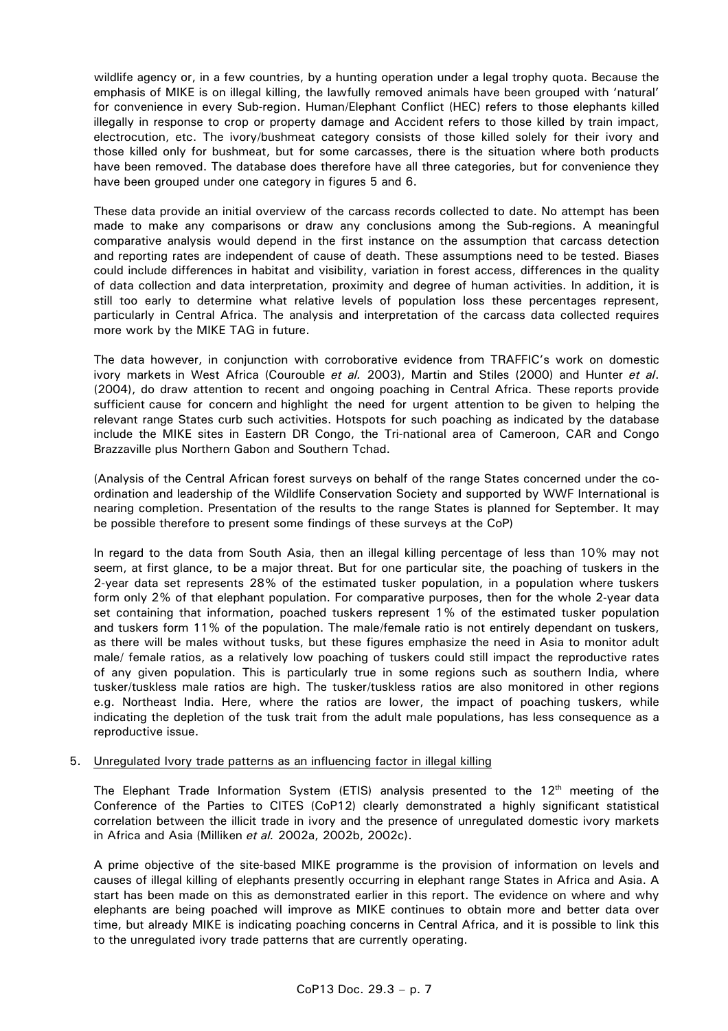wildlife agency or, in a few countries, by a hunting operation under a legal trophy quota. Because the emphasis of MIKE is on illegal killing, the lawfully removed animals have been grouped with 'natural' for convenience in every Sub-region. Human/Elephant Conflict (HEC) refers to those elephants killed illegally in response to crop or property damage and Accident refers to those killed by train impact, electrocution, etc. The ivory/bushmeat category consists of those killed solely for their ivory and those killed only for bushmeat, but for some carcasses, there is the situation where both products have been removed. The database does therefore have all three categories, but for convenience they have been grouped under one category in figures 5 and 6.

These data provide an initial overview of the carcass records collected to date. No attempt has been made to make any comparisons or draw any conclusions among the Sub-regions. A meaningful comparative analysis would depend in the first instance on the assumption that carcass detection and reporting rates are independent of cause of death. These assumptions need to be tested. Biases could include differences in habitat and visibility, variation in forest access, differences in the quality of data collection and data interpretation, proximity and degree of human activities. In addition, it is still too early to determine what relative levels of population loss these percentages represent, particularly in Central Africa. The analysis and interpretation of the carcass data collected requires more work by the MIKE TAG in future.

The data however, in conjunction with corroborative evidence from TRAFFIC's work on domestic ivory markets in West Africa (Courouble *et al.* 2003), Martin and Stiles (2000) and Hunter *et al*. (2004), do draw attention to recent and ongoing poaching in Central Africa. These reports provide sufficient cause for concern and highlight the need for urgent attention to be given to helping the relevant range States curb such activities. Hotspots for such poaching as indicated by the database include the MIKE sites in Eastern DR Congo, the Tri-national area of Cameroon, CAR and Congo Brazzaville plus Northern Gabon and Southern Tchad.

(Analysis of the Central African forest surveys on behalf of the range States concerned under the co-ordination and leadership of the Wildlife Conservation Society and supported by WWF International is nearing completion. Presentation of the results to the range States is planned for September. It may be possible therefore to present some findings of these surveys at the CoP)

In regard to the data from South Asia, then an illegal killing percentage of less than 10% may not seem, at first glance, to be a major threat. But for one particular site, the poaching of tuskers in the 2-year data set represents 28% of the estimated tusker population, in a population where tuskers form only 2% of that elephant population. For comparative purposes, then for the whole 2-year data set containing that information, poached tuskers represent 1% of the estimated tusker population and tuskers form 11% of the population. The male/female ratio is not entirely dependant on tuskers, as there will be males without tusks, but these figures emphasize the need in Asia to monitor adult male/ female ratios, as a relatively low poaching of tuskers could still impact the reproductive rates of any given population. This is particularly true in some regions such as southern India, where tusker/tuskless male ratios are high. The tusker/tuskless ratios are also monitored in other regions e.g. Northeast India. Here, where the ratios are lower, the impact of poaching tuskers, while indicating the depletion of the tusk trait from the adult male populations, has less consequence as a reproductive issue.

5. Unregulated Ivory trade patterns as an influencing factor in illegal killing

The Elephant Trade Information System (ETIS) analysis presented to the 12th meeting of the Conference of the Parties to CITES (CoP12) clearly demonstrated a highly significant statistical correlation between the illicit trade in ivory and the presence of unregulated domestic ivory markets in Africa and Asia (Milliken *et al.* 2002a, 2002b, 2002c).

A prime objective of the site-based MIKE programme is the provision of information on levels and causes of illegal killing of elephants presently occurring in elephant range States in Africa and Asia. A start has been made on this as demonstrated earlier in this report. The evidence on where and why elephants are being poached will improve as MIKE continues to obtain more and better data over time, but already MIKE is indicating poaching concerns in Central Africa, and it is possible to link this to the unregulated ivory trade patterns that are currently operating.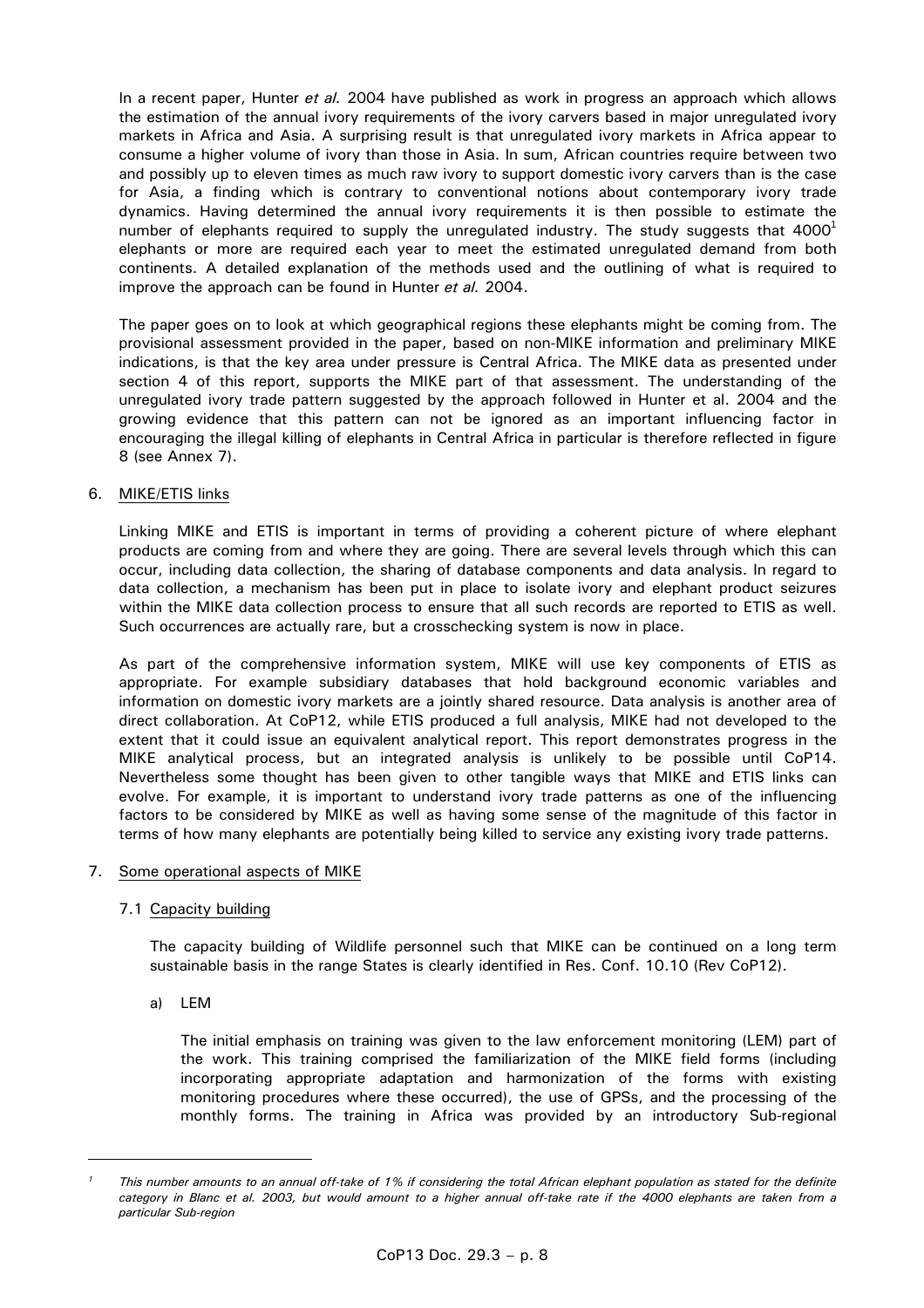In a recent paper, Hunter *et al.* 2004 have published as work in progress an approach which allows the estimation of the annual ivory requirements of the ivory carvers based in major unregulated ivory markets in Africa and Asia. A surprising result is that unregulated ivory markets in Africa appear to consume a higher volume of ivory than those in Asia. In sum, African countries require between two and possibly up to eleven times as much raw ivory to support domestic ivory carvers than is the case for Asia, a finding which is contrary to conventional notions about contemporary ivory trade dynamics. Having determined the annual ivory requirements it is then possible to estimate the number of elephants required to supply the unregulated industry. The study suggests that 4000[1] elephants or more are required each year to meet the estimated unregulated demand from both continents. A detailed explanation of the methods used and the outlining of what is required to improve the approach can be found in Hunter *et al.* 2004.

The paper goes on to look at which geographical regions these elephants might be coming from. The provisional assessment provided in the paper, based on non-MIKE information and preliminary MIKE indications, is that the key area under pressure is Central Africa. The MIKE data as presented under section 4 of this report, supports the MIKE part of that assessment. The understanding of the unregulated ivory trade pattern suggested by the approach followed in Hunter et al. 2004 and the growing evidence that this pattern can not be ignored as an important influencing factor in encouraging the illegal killing of elephants in Central Africa in particular is therefore reflected in figure 8 (see Annex 7).

6. MIKE/ETIS links

Linking MIKE and ETIS is important in terms of providing a coherent picture of where elephant products are coming from and where they are going. There are several levels through which this can occur, including data collection, the sharing of database components and data analysis. In regard to data collection, a mechanism has been put in place to isolate ivory and elephant product seizures within the MIKE data collection process to ensure that all such records are reported to ETIS as well. Such occurrences are actually rare, but a crosschecking system is now in place.

As part of the comprehensive information system, MIKE will use key components of ETIS as appropriate. For example subsidiary databases that hold background economic variables and information on domestic ivory markets are a jointly shared resource. Data analysis is another area of direct collaboration. At CoP12, while ETIS produced a full analysis, MIKE had not developed to the extent that it could issue an equivalent analytical report. This report demonstrates progress in the MIKE analytical process, but an integrated analysis is unlikely to be possible until CoP14. Nevertheless some thought has been given to other tangible ways that MIKE and ETIS links can evolve. For example, it is important to understand ivory trade patterns as one of the influencing factors to be considered by MIKE as well as having some sense of the magnitude of this factor in terms of how many elephants are potentially being killed to service any existing ivory trade patterns.

7. Some operational aspects of MIKE

7.1 Capacity building

The capacity building of Wildlife personnel such that MIKE can be continued on a long term sustainable basis in the range States is clearly identified in Res. Conf. 10.10 (Rev CoP12).

a) LEM

The initial emphasis on training was given to the law enforcement monitoring (LEM) part of the work. This training comprised the familiarization of the MIKE field forms (including incorporating appropriate adaptation and harmonization of the forms with existing monitoring procedures where these occurred), the use of GPSs, and the processing of the monthly forms. The training in Africa was provided by an introductory Sub-regional

[1] *This number amounts to an annual off-take of 1% if considering the total African elephant population as stated for the definite category in Blanc et al. 2003, but would amount to a higher annual off-take rate if the 4000 elephants are taken from a particular Sub-region*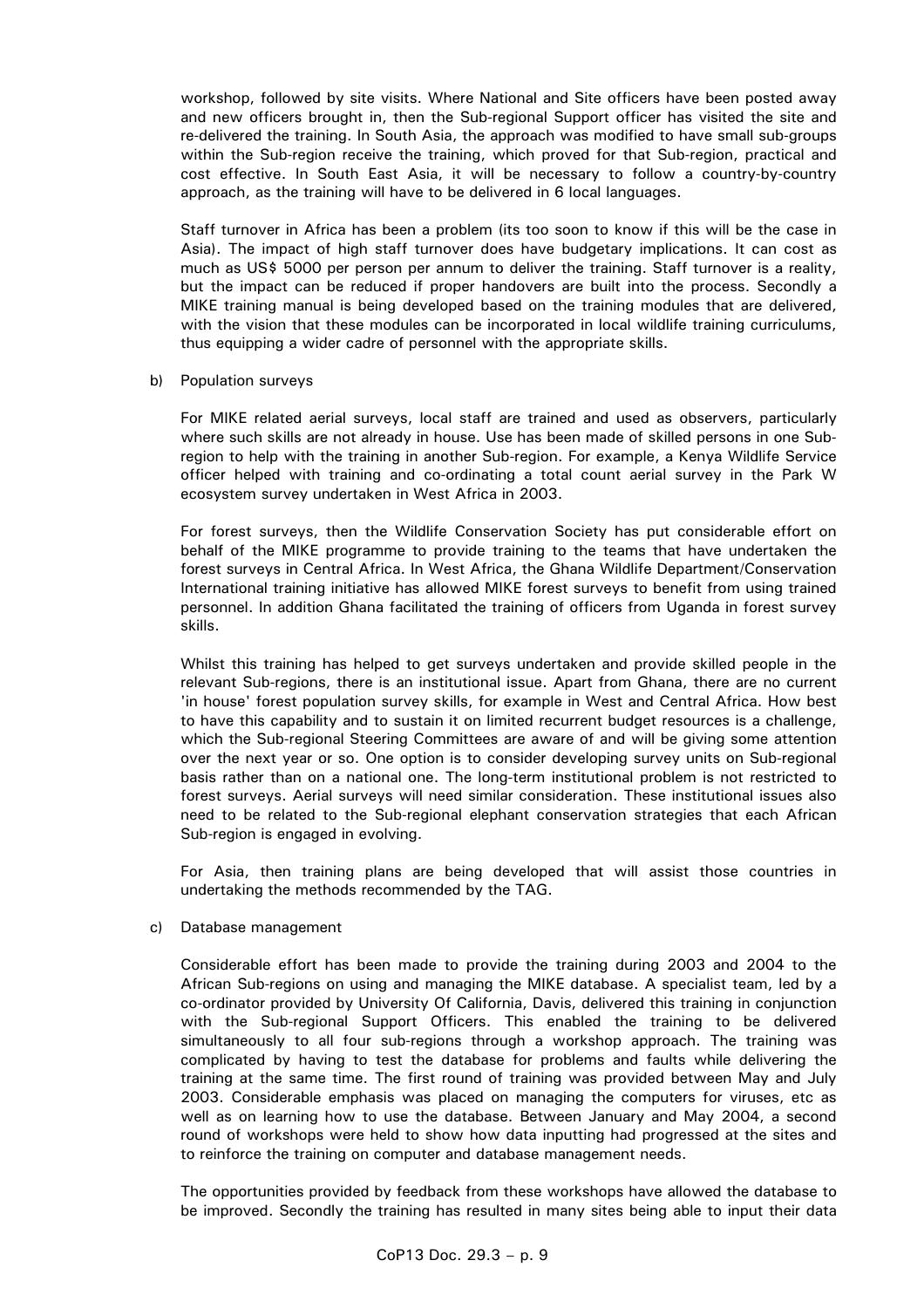workshop, followed by site visits. Where National and Site officers have been posted away and new officers brought in, then the Sub-regional Support officer has visited the site and re-delivered the training. In South Asia, the approach was modified to have small sub-groups within the Sub-region receive the training, which proved for that Sub-region, practical and cost effective. In South East Asia, it will be necessary to follow a country-by-country approach, as the training will have to be delivered in 6 local languages.

Staff turnover in Africa has been a problem (its too soon to know if this will be the case in Asia). The impact of high staff turnover does have budgetary implications. It can cost as much as US$ 5000 per person per annum to deliver the training. Staff turnover is a reality, but the impact can be reduced if proper handovers are built into the process. Secondly a MIKE training manual is being developed based on the training modules that are delivered, with the vision that these modules can be incorporated in local wildlife training curriculums, thus equipping a wider cadre of personnel with the appropriate skills.

b) Population surveys

For MIKE related aerial surveys, local staff are trained and used as observers, particularly where such skills are not already in house. Use has been made of skilled persons in one Sub-region to help with the training in another Sub-region. For example, a Kenya Wildlife Service officer helped with training and co-ordinating a total count aerial survey in the Park W ecosystem survey undertaken in West Africa in 2003.

For forest surveys, then the Wildlife Conservation Society has put considerable effort on behalf of the MIKE programme to provide training to the teams that have undertaken the forest surveys in Central Africa. In West Africa, the Ghana Wildlife Department/Conservation International training initiative has allowed MIKE forest surveys to benefit from using trained personnel. In addition Ghana facilitated the training of officers from Uganda in forest survey skills.

Whilst this training has helped to get surveys undertaken and provide skilled people in the relevant Sub-regions, there is an institutional issue. Apart from Ghana, there are no current 'in house' forest population survey skills, for example in West and Central Africa. How best to have this capability and to sustain it on limited recurrent budget resources is a challenge, which the Sub-regional Steering Committees are aware of and will be giving some attention over the next year or so. One option is to consider developing survey units on Sub-regional basis rather than on a national one. The long-term institutional problem is not restricted to forest surveys. Aerial surveys will need similar consideration. These institutional issues also need to be related to the Sub-regional elephant conservation strategies that each African Sub-region is engaged in evolving.

For Asia, then training plans are being developed that will assist those countries in undertaking the methods recommended by the TAG.

c) Database management

Considerable effort has been made to provide the training during 2003 and 2004 to the African Sub-regions on using and managing the MIKE database. A specialist team, led by a co-ordinator provided by University Of California, Davis, delivered this training in conjunction with the Sub-regional Support Officers. This enabled the training to be delivered simultaneously to all four sub-regions through a workshop approach. The training was complicated by having to test the database for problems and faults while delivering the training at the same time. The first round of training was provided between May and July 2003. Considerable emphasis was placed on managing the computers for viruses, etc as well as on learning how to use the database. Between January and May 2004, a second round of workshops were held to show how data inputting had progressed at the sites and to reinforce the training on computer and database management needs.

The opportunities provided by feedback from these workshops have allowed the database to be improved. Secondly the training has resulted in many sites being able to input their data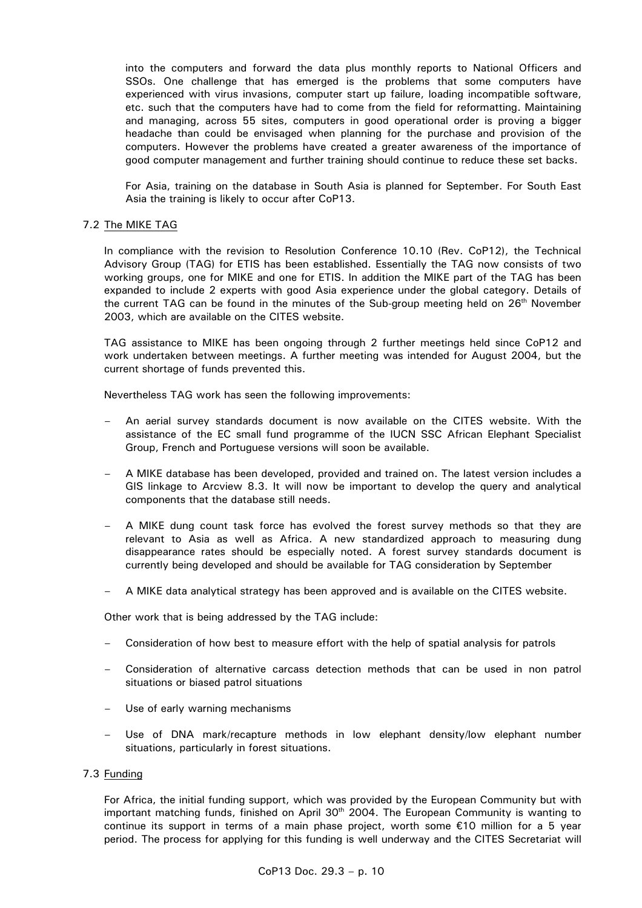into the computers and forward the data plus monthly reports to National Officers and SSOs. One challenge that has emerged is the problems that some computers have experienced with virus invasions, computer start up failure, loading incompatible software, etc. such that the computers have had to come from the field for reformatting. Maintaining and managing, across 55 sites, computers in good operational order is proving a bigger headache than could be envisaged when planning for the purchase and provision of the computers. However the problems have created a greater awareness of the importance of good computer management and further training should continue to reduce these set backs.

For Asia, training on the database in South Asia is planned for September. For South East Asia the training is likely to occur after CoP13.

7.2 The MIKE TAG

In compliance with the revision to Resolution Conference 10.10 (Rev. CoP12), the Technical Advisory Group (TAG) for ETIS has been established. Essentially the TAG now consists of two working groups, one for MIKE and one for ETIS. In addition the MIKE part of the TAG has been expanded to include 2 experts with good Asia experience under the global category. Details of the current TAG can be found in the minutes of the Sub-group meeting held on 26th November 2003, which are available on the CITES website.

TAG assistance to MIKE has been ongoing through 2 further meetings held since CoP12 and work undertaken between meetings. A further meeting was intended for August 2004, but the current shortage of funds prevented this.

Nevertheless TAG work has seen the following improvements:

- An aerial survey standards document is now available on the CITES website. With the assistance of the EC small fund programme of the IUCN SSC African Elephant Specialist Group, French and Portuguese versions will soon be available.
- A MIKE database has been developed, provided and trained on. The latest version includes a GIS linkage to Arcview 8.3. It will now be important to develop the query and analytical components that the database still needs.
- A MIKE dung count task force has evolved the forest survey methods so that they are relevant to Asia as well as Africa. A new standardized approach to measuring dung disappearance rates should be especially noted. A forest survey standards document is currently being developed and should be available for TAG consideration by September
- A MIKE data analytical strategy has been approved and is available on the CITES website.

Other work that is being addressed by the TAG include:

- Consideration of how best to measure effort with the help of spatial analysis for patrols
- Consideration of alternative carcass detection methods that can be used in non patrol situations or biased patrol situations
- Use of early warning mechanisms
- Use of DNA mark/recapture methods in low elephant density/low elephant number situations, particularly in forest situations.

7.3 Funding

For Africa, the initial funding support, which was provided by the European Community but with important matching funds, finished on April 30th 2004. The European Community is wanting to continue its support in terms of a main phase project, worth some €10 million for a 5 year period. The process for applying for this funding is well underway and the CITES Secretariat will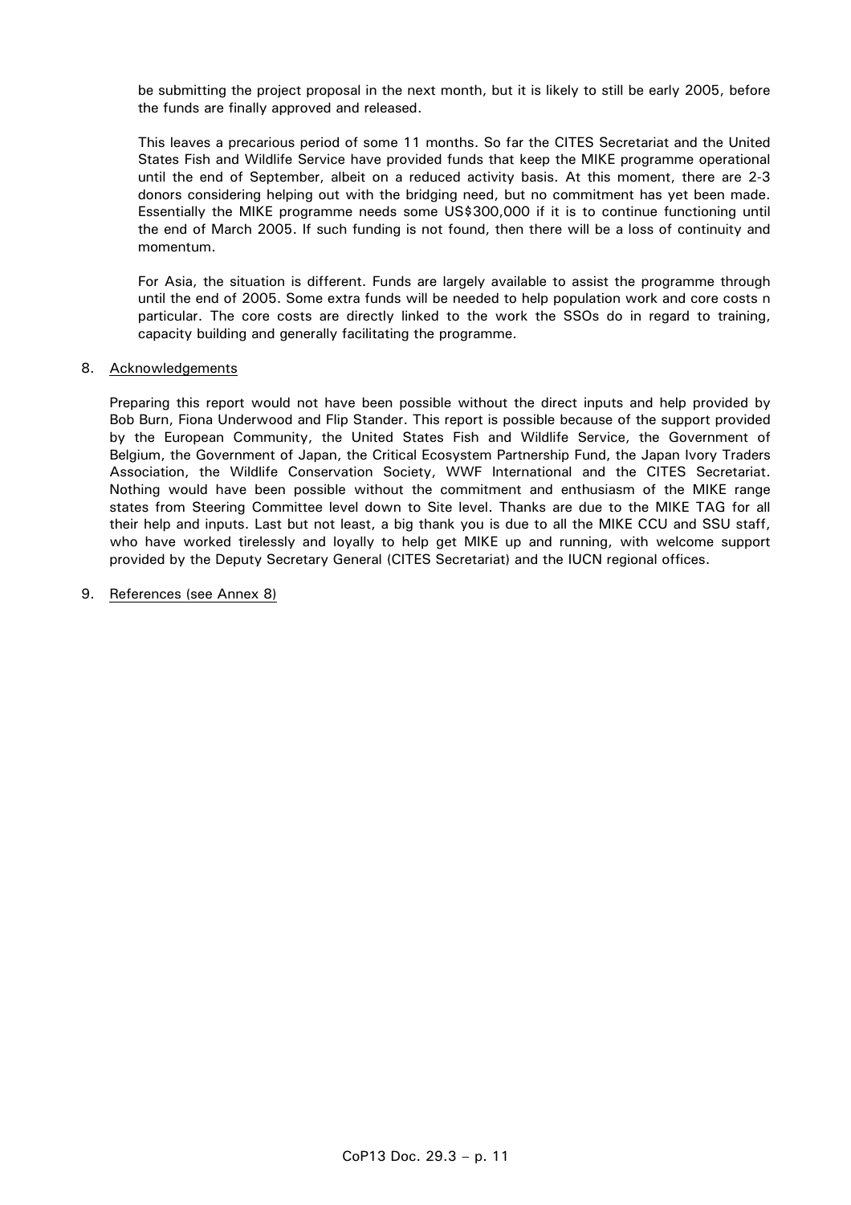be submitting the project proposal in the next month, but it is likely to still be early 2005, before the funds are finally approved and released.

This leaves a precarious period of some 11 months. So far the CITES Secretariat and the United States Fish and Wildlife Service have provided funds that keep the MIKE programme operational until the end of September, albeit on a reduced activity basis. At this moment, there are 2-3 donors considering helping out with the bridging need, but no commitment has yet been made. Essentially the MIKE programme needs some US$300,000 if it is to continue functioning until the end of March 2005. If such funding is not found, then there will be a loss of continuity and momentum.

For Asia, the situation is different. Funds are largely available to assist the programme through until the end of 2005. Some extra funds will be needed to help population work and core costs n particular. The core costs are directly linked to the work the SSOs do in regard to training, capacity building and generally facilitating the programme.

8. Acknowledgements

Preparing this report would not have been possible without the direct inputs and help provided by Bob Burn, Fiona Underwood and Flip Stander. This report is possible because of the support provided by the European Community, the United States Fish and Wildlife Service, the Government of Belgium, the Government of Japan, the Critical Ecosystem Partnership Fund, the Japan Ivory Traders Association, the Wildlife Conservation Society, WWF International and the CITES Secretariat. Nothing would have been possible without the commitment and enthusiasm of the MIKE range states from Steering Committee level down to Site level. Thanks are due to the MIKE TAG for all their help and inputs. Last but not least, a big thank you is due to all the MIKE CCU and SSU staff, who have worked tirelessly and loyally to help get MIKE up and running, with welcome support provided by the Deputy Secretary General (CITES Secretariat) and the IUCN regional offices.

9. References (see Annex 8)